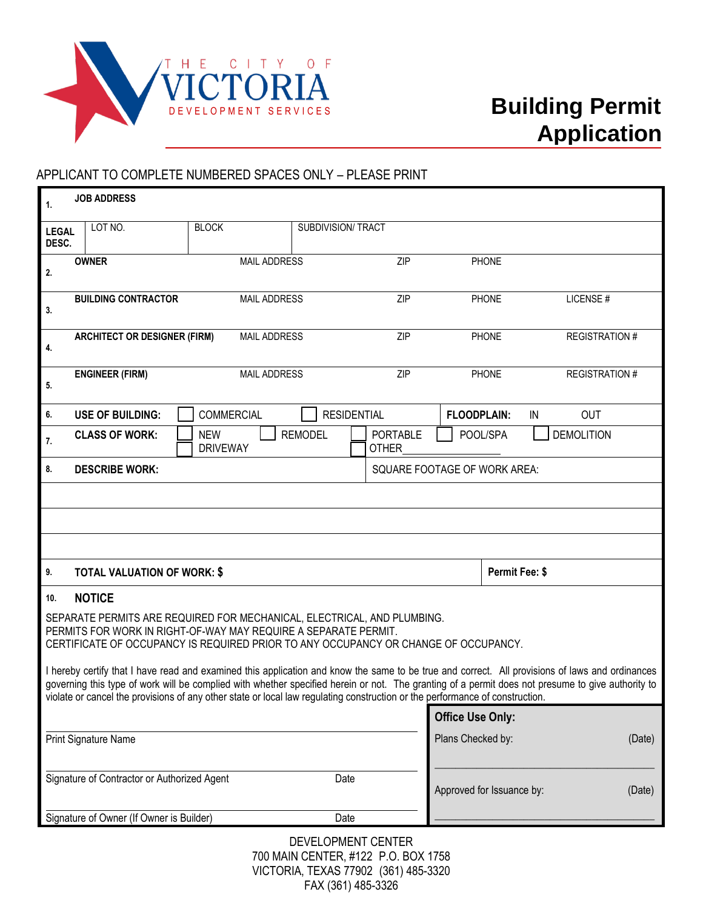THE CITY OF VICTORIA
DEVELOPMENT SERVICES

# Building Permit Application

APPLICANT TO COMPLETE NUMBERED SPACES ONLY – PLEASE PRINT

| | | | | | | |
|---|---|---|---|---|---|---|
| 1. | **JOB ADDRESS** | | | | | |
| **LEGAL DESC.** | LOT NO. | BLOCK | SUBDIVISION/ TRACT | | | |
| 2. | **OWNER** | MAIL ADDRESS | ZIP | PHONE | | |
| 3. | **BUILDING CONTRACTOR** | MAIL ADDRESS | ZIP | PHONE | LICENSE # | |
| 4. | **ARCHITECT OR DESIGNER (FIRM)** | MAIL ADDRESS | ZIP | PHONE | REGISTRATION # | |
| 5. | **ENGINEER (FIRM)** | MAIL ADDRESS | ZIP | PHONE | REGISTRATION # | |
| 6. | **USE OF BUILDING:** | ☐ COMMERCIAL | ☐ RESIDENTIAL | **FLOODPLAIN:** IN OUT | | |
| 7. | **CLASS OF WORK:** | ☐ NEW ☐ DRIVEWAY | ☐ REMODEL | ☐ PORTABLE ☐ OTHER_______ | ☐ POOL/SPA | ☐ DEMOLITION |
| 8. | **DESCRIBE WORK:** | | | SQUARE FOOTAGE OF WORK AREA: | | |
| 9. | **TOTAL VALUATION OF WORK: $** | | | | **Permit Fee: $** | |

**10. NOTICE**

SEPARATE PERMITS ARE REQUIRED FOR MECHANICAL, ELECTRICAL, AND PLUMBING.
PERMITS FOR WORK IN RIGHT-OF-WAY MAY REQUIRE A SEPARATE PERMIT.
CERTIFICATE OF OCCUPANCY IS REQUIRED PRIOR TO ANY OCCUPANCY OR CHANGE OF OCCUPANCY.

I hereby certify that I have read and examined this application and know the same to be true and correct. All provisions of laws and ordinances governing this type of work will be complied with whether specified herein or not. The granting of a permit does not presume to give authority to violate or cancel the provisions of any other state or local law regulating construction or the performance of construction.

| | | **Office Use Only:** | |
|---|---|---|---|
| Print Signature Name | | Plans Checked by: | (Date) |
| Signature of Contractor or Authorized Agent | Date | Approved for Issuance by: | (Date) |
| Signature of Owner (If Owner is Builder) | Date | | |

DEVELOPMENT CENTER
700 MAIN CENTER, #122 P.O. BOX 1758
VICTORIA, TEXAS 77902 (361) 485-3320
FAX (361) 485-3326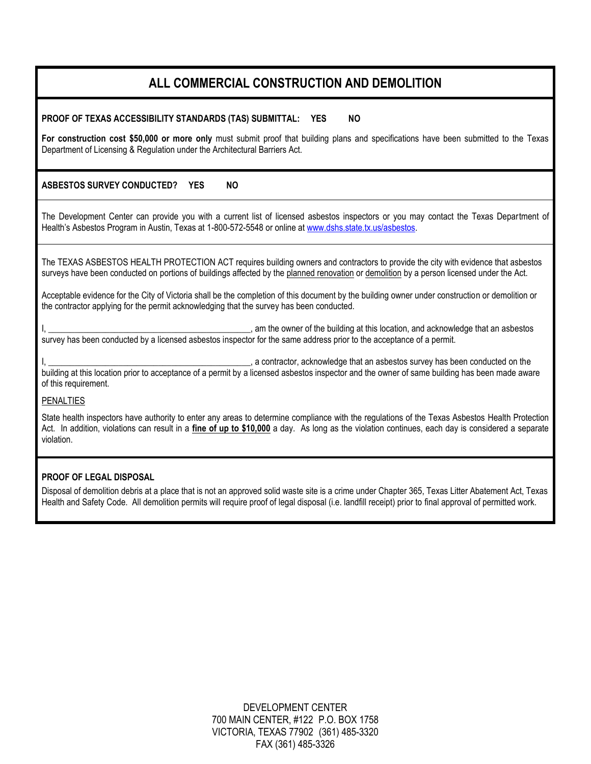## ALL COMMERCIAL CONSTRUCTION AND DEMOLITION

**PROOF OF TEXAS ACCESSIBILITY STANDARDS (TAS) SUBMITTAL: YES NO**

**For construction cost $50,000 or more only** must submit proof that building plans and specifications have been submitted to the Texas Department of Licensing & Regulation under the Architectural Barriers Act.

**ASBESTOS SURVEY CONDUCTED? YES NO**

The Development Center can provide you with a current list of licensed asbestos inspectors or you may contact the Texas Department of Health's Asbestos Program in Austin, Texas at 1-800-572-5548 or online at www.dshs.state.tx.us/asbestos.

The TEXAS ASBESTOS HEALTH PROTECTION ACT requires building owners and contractors to provide the city with evidence that asbestos surveys have been conducted on portions of buildings affected by the planned renovation or demolition by a person licensed under the Act.

Acceptable evidence for the City of Victoria shall be the completion of this document by the building owner under construction or demolition or the contractor applying for the permit acknowledging that the survey has been conducted.

I, ______________________________________________, am the owner of the building at this location, and acknowledge that an asbestos survey has been conducted by a licensed asbestos inspector for the same address prior to the acceptance of a permit.

I, ______________________________________________, a contractor, acknowledge that an asbestos survey has been conducted on the building at this location prior to acceptance of a permit by a licensed asbestos inspector and the owner of same building has been made aware of this requirement.

PENALTIES

State health inspectors have authority to enter any areas to determine compliance with the regulations of the Texas Asbestos Health Protection Act. In addition, violations can result in a **fine of up to $10,000** a day. As long as the violation continues, each day is considered a separate violation.

**PROOF OF LEGAL DISPOSAL**

Disposal of demolition debris at a place that is not an approved solid waste site is a crime under Chapter 365, Texas Litter Abatement Act, Texas Health and Safety Code. All demolition permits will require proof of legal disposal (i.e. landfill receipt) prior to final approval of permitted work.

DEVELOPMENT CENTER
700 MAIN CENTER, #122 P.O. BOX 1758
VICTORIA, TEXAS 77902 (361) 485-3320
FAX (361) 485-3326